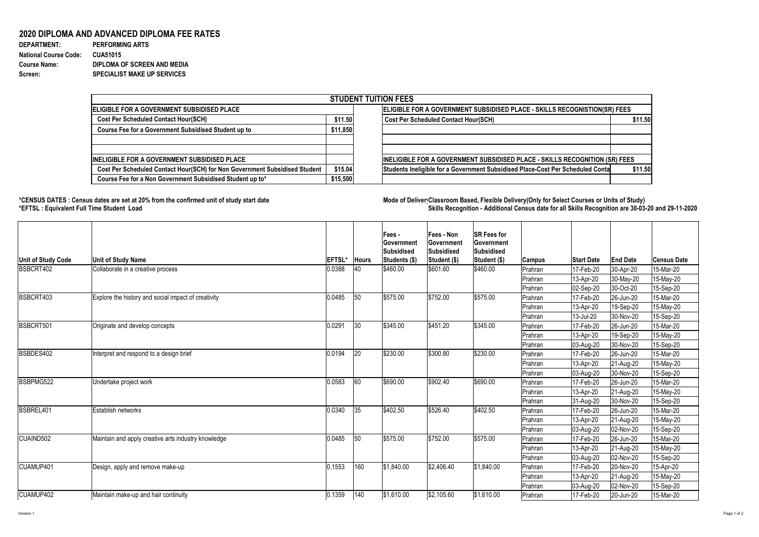## 2020 DIPLOMA AND ADVANCED DIPLOMA FEE RATES

**DEPARTMENT:** PERFORMING ARTS
**National Course Code:** CUA51015
**Course Name:** DIPLOMA OF SCREEN AND MEDIA
**Screen:** SPECIALIST MAKE UP SERVICES

| STUDENT TUITION FEES | | | |
|---|---|---|---|
| **ELIGIBLE FOR A GOVERNMENT SUBSIDISED PLACE** | | **ELIGIBLE FOR A GOVERNMENT SUBSIDISED PLACE - SKILLS RECOGNISTION(SR) FEES** | |
| Cost Per Scheduled Contact Hour(SCH) | $11.50 | Cost Per Scheduled Contact Hour(SCH) | $11.50 |
| Course Fee for a Government Subsidised Student up to | $11,850 | | |
| | | | |
| | | | |
| **INELIGIBLE FOR A GOVERNMENT SUBSIDISED PLACE** | | **INELIGIBLE FOR A GOVERNMENT SUBSIDISED PLACE - SKILLS RECOGNITION (SR) FEES** | |
| Cost Per Scheduled Contact Hour(SCH) for Non Government Subsidised Student | $15.04 | Students Ineligible for a Government Subsidised Place-Cost Per Scheduled Conta | $11.50 |
| Course Fee for a Non Government Subsidised Student up to* | $15,500 | | |

*CENSUS DATES : Census dates are set at 20% from the confirmed unit of study start date
*EFTSL : Equivalent Full Time Student Load

Mode of Delivery: Classroom Based, Flexible Delivery(Only for Select Courses or Units of Study)
Skills Recognition - Additional Census date for all Skills Recognition are 30-03-20 and 29-11-2020

| Unit of Study Code | Unit of Study Name | EFTSL* | Hours | Fees - Government Subsidised Students ($) | Fees - Non Government Subsidised Student ($) | SR Fees for Government Subsidised Student ($) | Campus | Start Date | End Date | Census Date |
|---|---|---|---|---|---|---|---|---|---|---|
| BSBCRT402 | Collaborate in a creative process | 0.0388 | 40 | $460.00 | $601.60 | $460.00 | Prahran | 17-Feb-20 | 30-Apr-20 | 15-Mar-20 |
| | | | | | | | Prahran | 13-Apr-20 | 30-May-20 | 15-May-20 |
| | | | | | | | Prahran | 02-Sep-20 | 30-Oct-20 | 15-Sep-20 |
| BSBCRT403 | Explore the history and social impact of creativity | 0.0485 | 50 | $575.00 | $752.00 | $575.00 | Prahran | 17-Feb-20 | 26-Jun-20 | 15-Mar-20 |
| | | | | | | | Prahran | 13-Apr-20 | 19-Sep-20 | 15-May-20 |
| | | | | | | | Prahran | 13-Jul-20 | 30-Nov-20 | 15-Sep-20 |
| BSBCRT501 | Originate and develop concepts | 0.0291 | 30 | $345.00 | $451.20 | $345.00 | Prahran | 17-Feb-20 | 26-Jun-20 | 15-Mar-20 |
| | | | | | | | Prahran | 13-Apr-20 | 19-Sep-20 | 15-May-20 |
| | | | | | | | Prahran | 03-Aug-20 | 30-Nov-20 | 15-Sep-20 |
| BSBDES402 | Interpret and respond to a design brief | 0.0194 | 20 | $230.00 | $300.80 | $230.00 | Prahran | 17-Feb-20 | 26-Jun-20 | 15-Mar-20 |
| | | | | | | | Prahran | 13-Apr-20 | 21-Aug-20 | 15-May-20 |
| | | | | | | | Prahran | 03-Aug-20 | 30-Nov-20 | 15-Sep-20 |
| BSBPMG522 | Undertake project work | 0.0583 | 60 | $690.00 | $902.40 | $690.00 | Prahran | 17-Feb-20 | 26-Jun-20 | 15-Mar-20 |
| | | | | | | | Prahran | 13-Apr-20 | 21-Aug-20 | 15-May-20 |
| | | | | | | | Prahran | 31-Aug-20 | 30-Nov-20 | 15-Sep-20 |
| BSBREL401 | Establish networks | 0.0340 | 35 | $402.50 | $526.40 | $402.50 | Prahran | 17-Feb-20 | 26-Jun-20 | 15-Mar-20 |
| | | | | | | | Prahran | 13-Apr-20 | 21-Aug-20 | 15-May-20 |
| | | | | | | | Prahran | 03-Aug-20 | 02-Nov-20 | 15-Sep-20 |
| CUAIND502 | Maintain and apply creative arts industry knowledge | 0.0485 | 50 | $575.00 | $752.00 | $575.00 | Prahran | 17-Feb-20 | 26-Jun-20 | 15-Mar-20 |
| | | | | | | | Prahran | 13-Apr-20 | 21-Aug-20 | 15-May-20 |
| | | | | | | | Prahran | 03-Aug-20 | 02-Nov-20 | 15-Sep-20 |
| CUAMUP401 | Design, apply and remove make-up | 0.1553 | 160 | $1,840.00 | $2,406.40 | $1,840.00 | Prahran | 17-Feb-20 | 20-Nov-20 | 15-Apr-20 |
| | | | | | | | Prahran | 13-Apr-20 | 21-Aug-20 | 15-May-20 |
| | | | | | | | Prahran | 03-Aug-20 | 02-Nov-20 | 15-Sep-20 |
| CUAMUP402 | Maintain make-up and hair continuity | 0.1359 | 140 | $1,610.00 | $2,105.60 | $1,610.00 | Prahran | 17-Feb-20 | 20-Jun-20 | 15-Mar-20 |

Version 1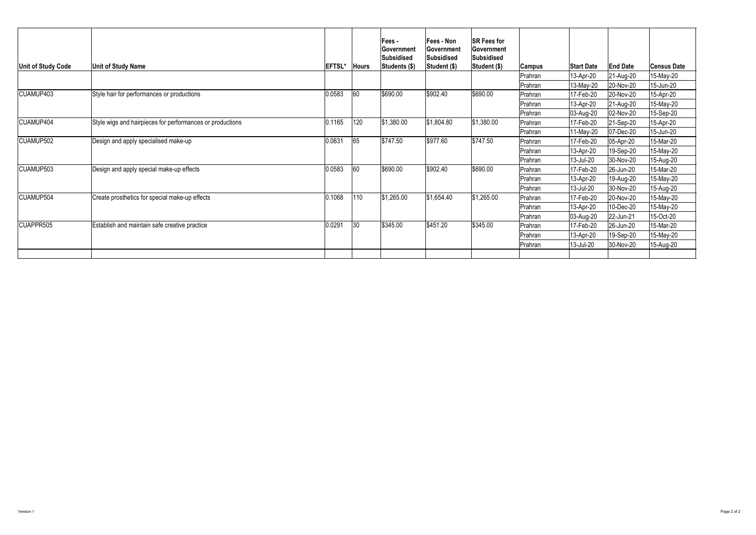| Unit of Study Code | Unit of Study Name | EFTSL* | Hours | Fees - Government Subsidised Students ($) | Fees - Non Government Subsidised Student ($) | SR Fees for Government Subsidised Student ($) | Campus | Start Date | End Date | Census Date |
|---|---|---|---|---|---|---|---|---|---|---|
| | | | | | | | Prahran | 13-Apr-20 | 21-Aug-20 | 15-May-20 |
| | | | | | | | Prahran | 13-May-20 | 20-Nov-20 | 15-Jun-20 |
| CUAMUP403 | Style hair for performances or productions | 0.0583 | 60 | $690.00 | $902.40 | $690.00 | Prahran | 17-Feb-20 | 20-Nov-20 | 15-Apr-20 |
| | | | | | | | Prahran | 13-Apr-20 | 21-Aug-20 | 15-May-20 |
| | | | | | | | Prahran | 03-Aug-20 | 02-Nov-20 | 15-Sep-20 |
| CUAMUP404 | Style wigs and hairpieces for performances or productions | 0.1165 | 120 | $1,380.00 | $1,804.80 | $1,380.00 | Prahran | 17-Feb-20 | 21-Sep-20 | 15-Apr-20 |
| | | | | | | | Prahran | 11-May-20 | 07-Dec-20 | 15-Jun-20 |
| CUAMUP502 | Design and apply specialised make-up | 0.0631 | 65 | $747.50 | $977.60 | $747.50 | Prahran | 17-Feb-20 | 05-Apr-20 | 15-Mar-20 |
| | | | | | | | Prahran | 13-Apr-20 | 19-Sep-20 | 15-May-20 |
| | | | | | | | Prahran | 13-Jul-20 | 30-Nov-20 | 15-Aug-20 |
| CUAMUP503 | Design and apply special make-up effects | 0.0583 | 60 | $690.00 | $902.40 | $690.00 | Prahran | 17-Feb-20 | 26-Jun-20 | 15-Mar-20 |
| | | | | | | | Prahran | 13-Apr-20 | 19-Aug-20 | 15-May-20 |
| | | | | | | | Prahran | 13-Jul-20 | 30-Nov-20 | 15-Aug-20 |
| CUAMUP504 | Create prosthetics for special make-up effects | 0.1068 | 110 | $1,265.00 | $1,654.40 | $1,265.00 | Prahran | 17-Feb-20 | 20-Nov-20 | 15-May-20 |
| | | | | | | | Prahran | 13-Apr-20 | 10-Dec-20 | 15-May-20 |
| | | | | | | | Prahran | 03-Aug-20 | 22-Jun-21 | 15-Oct-20 |
| CUAPPR505 | Establish and maintain safe creative practice | 0.0291 | 30 | $345.00 | $451.20 | $345.00 | Prahran | 17-Feb-20 | 26-Jun-20 | 15-Mar-20 |
| | | | | | | | Prahran | 13-Apr-20 | 19-Sep-20 | 15-May-20 |
| | | | | | | | Prahran | 13-Jul-20 | 30-Nov-20 | 15-Aug-20 |
| | | | | | | | | | | |

Version 1